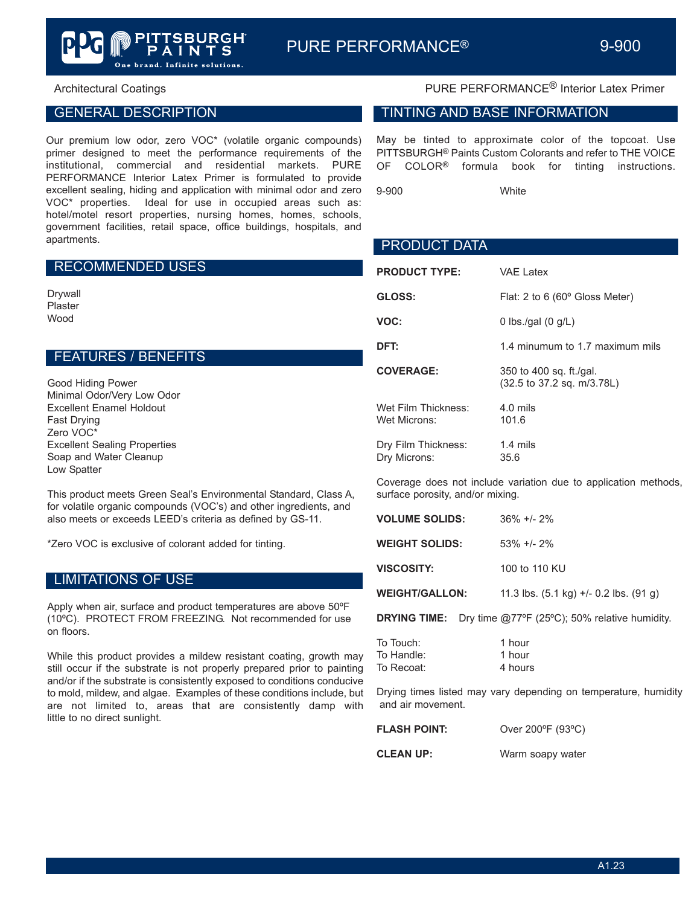# PURE PERFORMANCE® 9-900

Architectural Coatings

PURE PERFORMANCE® Interior Latex Primer

## GENERAL DESCRIPTION

Our premium low odor, zero VOC* (volatile organic compounds) primer designed to meet the performance requirements of the institutional, commercial and residential markets. PURE PERFORMANCE Interior Latex Primer is formulated to provide excellent sealing, hiding and application with minimal odor and zero VOC* properties. Ideal for use in occupied areas such as: hotel/motel resort properties, nursing homes, homes, schools, government facilities, retail space, office buildings, hospitals, and apartments.

## RECOMMENDED USES

Drywall
Plaster
Wood

## FEATURES / BENEFITS

Good Hiding Power
Minimal Odor/Very Low Odor
Excellent Enamel Holdout
Fast Drying
Zero VOC*
Excellent Sealing Properties
Soap and Water Cleanup
Low Spatter

This product meets Green Seal's Environmental Standard, Class A, for volatile organic compounds (VOC's) and other ingredients, and also meets or exceeds LEED's criteria as defined by GS-11.

*Zero VOC is exclusive of colorant added for tinting.

## LIMITATIONS OF USE

Apply when air, surface and product temperatures are above 50ºF (10ºC). PROTECT FROM FREEZING. Not recommended for use on floors.

While this product provides a mildew resistant coating, growth may still occur if the substrate is not properly prepared prior to painting and/or if the substrate is consistently exposed to conditions conducive to mold, mildew, and algae. Examples of these conditions include, but are not limited to, areas that are consistently damp with little to no direct sunlight.

## TINTING AND BASE INFORMATION

May be tinted to approximate color of the topcoat. Use PITTSBURGH® Paints Custom Colorants and refer to THE VOICE OF COLOR® formula book for tinting instructions.

| 9-900 | White |
|---|---|

## PRODUCT DATA

**PRODUCT TYPE:** VAE Latex

**GLOSS:** Flat: 2 to 6 (60º Gloss Meter)

**VOC:** 0 lbs./gal (0 g/L)

**DFT:** 1.4 minumum to 1.7 maximum mils

**COVERAGE:** 350 to 400 sq. ft./gal. (32.5 to 37.2 sq. m/3.78L)

Wet Film Thickness: 4.0 mils
Wet Microns: 101.6

Dry Film Thickness: 1.4 mils
Dry Microns: 35.6

Coverage does not include variation due to application methods, surface porosity, and/or mixing.

**VOLUME SOLIDS:** 36% +/- 2%

**WEIGHT SOLIDS:** 53% +/- 2%

**VISCOSITY:** 100 to 110 KU

**WEIGHT/GALLON:** 11.3 lbs. (5.1 kg) +/- 0.2 lbs. (91 g)

**DRYING TIME:** Dry time @77ºF (25ºC); 50% relative humidity.

| | |
|---|---|
| To Touch: | 1 hour |
| To Handle: | 1 hour |
| To Recoat: | 4 hours |

Drying times listed may vary depending on temperature, humidity and air movement.

**FLASH POINT:** Over 200ºF (93ºC)

**CLEAN UP:** Warm soapy water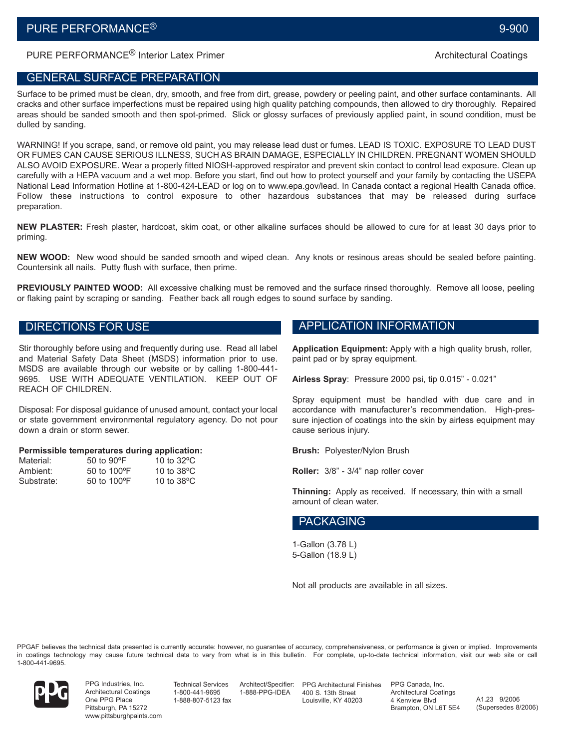# PURE PERFORMANCE® 9-900

PURE PERFORMANCE® Interior Latex Primer — Architectural Coatings

## GENERAL SURFACE PREPARATION

Surface to be primed must be clean, dry, smooth, and free from dirt, grease, powdery or peeling paint, and other surface contaminants. All cracks and other surface imperfections must be repaired using high quality patching compounds, then allowed to dry thoroughly. Repaired areas should be sanded smooth and then spot-primed. Slick or glossy surfaces of previously applied paint, in sound condition, must be dulled by sanding.

WARNING! If you scrape, sand, or remove old paint, you may release lead dust or fumes. LEAD IS TOXIC. EXPOSURE TO LEAD DUST OR FUMES CAN CAUSE SERIOUS ILLNESS, SUCH AS BRAIN DAMAGE, ESPECIALLY IN CHILDREN. PREGNANT WOMEN SHOULD ALSO AVOID EXPOSURE. Wear a properly fitted NIOSH-approved respirator and prevent skin contact to control lead exposure. Clean up carefully with a HEPA vacuum and a wet mop. Before you start, find out how to protect yourself and your family by contacting the USEPA National Lead Information Hotline at 1-800-424-LEAD or log on to www.epa.gov/lead. In Canada contact a regional Health Canada office. Follow these instructions to control exposure to other hazardous substances that may be released during surface preparation.

**NEW PLASTER:** Fresh plaster, hardcoat, skim coat, or other alkaline surfaces should be allowed to cure for at least 30 days prior to priming.

**NEW WOOD:** New wood should be sanded smooth and wiped clean. Any knots or resinous areas should be sealed before painting. Countersink all nails. Putty flush with surface, then prime.

**PREVIOUSLY PAINTED WOOD:** All excessive chalking must be removed and the surface rinsed thoroughly. Remove all loose, peeling or flaking paint by scraping or sanding. Feather back all rough edges to sound surface by sanding.

## DIRECTIONS FOR USE

Stir thoroughly before using and frequently during use. Read all label and Material Safety Data Sheet (MSDS) information prior to use. MSDS are available through our website or by calling 1-800-441-9695. USE WITH ADEQUATE VENTILATION. KEEP OUT OF REACH OF CHILDREN.

Disposal: For disposal guidance of unused amount, contact your local or state government environmental regulatory agency. Do not pour down a drain or storm sewer.

**Permissible temperatures during application:**

| | | |
|---|---|---|
| Material: | 50 to 90ºF | 10 to 32ºC |
| Ambient: | 50 to 100ºF | 10 to 38ºC |
| Substrate: | 50 to 100ºF | 10 to 38ºC |

## APPLICATION INFORMATION

**Application Equipment:** Apply with a high quality brush, roller, paint pad or by spray equipment.

**Airless Spray**: Pressure 2000 psi, tip 0.015" - 0.021"

Spray equipment must be handled with due care and in accordance with manufacturer's recommendation. High-pressure injection of coatings into the skin by airless equipment may cause serious injury.

**Brush:** Polyester/Nylon Brush

**Roller:** 3/8" - 3/4" nap roller cover

**Thinning:** Apply as received. If necessary, thin with a small amount of clean water.

## PACKAGING

1-Gallon (3.78 L)
5-Gallon (18.9 L)

Not all products are available in all sizes.

PPGAF believes the technical data presented is currently accurate: however, no guarantee of accuracy, comprehensiveness, or performance is given or implied. Improvements in coatings technology may cause future technical data to vary from what is in this bulletin. For complete, up-to-date technical information, visit our web site or call 1-800-441-9695.

PPG Industries, Inc.
Architectural Coatings
One PPG Place
Pittsburgh, PA 15272
www.pittsburghpaints.com

Technical Services
1-800-441-9695
1-888-807-5123 fax

Architect/Specifier:
1-888-PPG-IDEA

PPG Architectural Finishes
400 S. 13th Street
Louisville, KY 40203

PPG Canada, Inc.
Architectural Coatings
4 Kenview Blvd
Brampton, ON L6T 5E4

A1.23 9/2006
(Supersedes 8/2006)